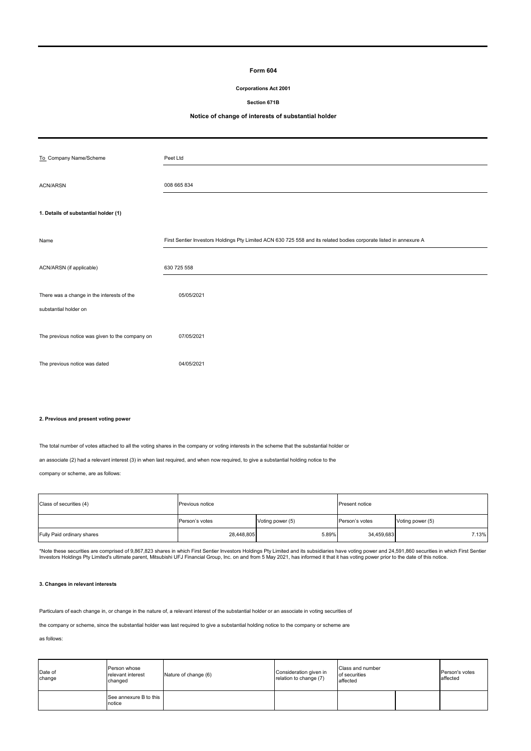# Form 604

**Corporations Act 2001**

**Section 671B**

**Notice of change of interests of substantial holder**

| | |
|---|---|
| To Company Name/Scheme | Peet Ltd |
| ACN/ARSN | 008 665 834 |

**1. Details of substantial holder (1)**

| | |
|---|---|
| Name | First Sentier Investors Holdings Pty Limited ACN 630 725 558 and its related bodies corporate listed in annexure A |
| ACN/ARSN (if applicable) | 630 725 558 |
| There was a change in the interests of the substantial holder on | 05/05/2021 |
| The previous notice was given to the company on | 07/05/2021 |
| The previous notice was dated | 04/05/2021 |

**2. Previous and present voting power**

The total number of votes attached to all the voting shares in the company or voting interests in the scheme that the substantial holder or an associate (2) had a relevant interest (3) in when last required, and when now required, to give a substantial holding notice to the company or scheme, are as follows:

| Class of securities (4) | Previous notice | | Present notice | |
|---|---|---|---|---|
| | Person's votes | Voting power (5) | Person's votes | Voting power (5) |
| Fully Paid ordinary shares | 28,448,805 | 5.89% | 34,459,683 | 7.13% |

*Note these securities are comprised of 9,867,823 shares in which First Sentier Investors Holdings Pty Limited and its subsidiaries have voting power and 24,591,860 securities in which First Sentier Investors Holdings Pty Limited's ultimate parent, Mitsubishi UFJ Financial Group, Inc. on and from 5 May 2021, has informed it that it has voting power prior to the date of this notice.

**3. Changes in relevant interests**

Particulars of each change in, or change in the nature of, a relevant interest of the substantial holder or an associate in voting securities of the company or scheme, since the substantial holder was last required to give a substantial holding notice to the company or scheme are as follows:

| Date of change | Person whose relevant interest changed | Nature of change (6) | Consideration given in relation to change (7) | Class and number of securities affected | | Person's votes affected |
|---|---|---|---|---|---|---|
| | See annexure B to this notice | | | | | |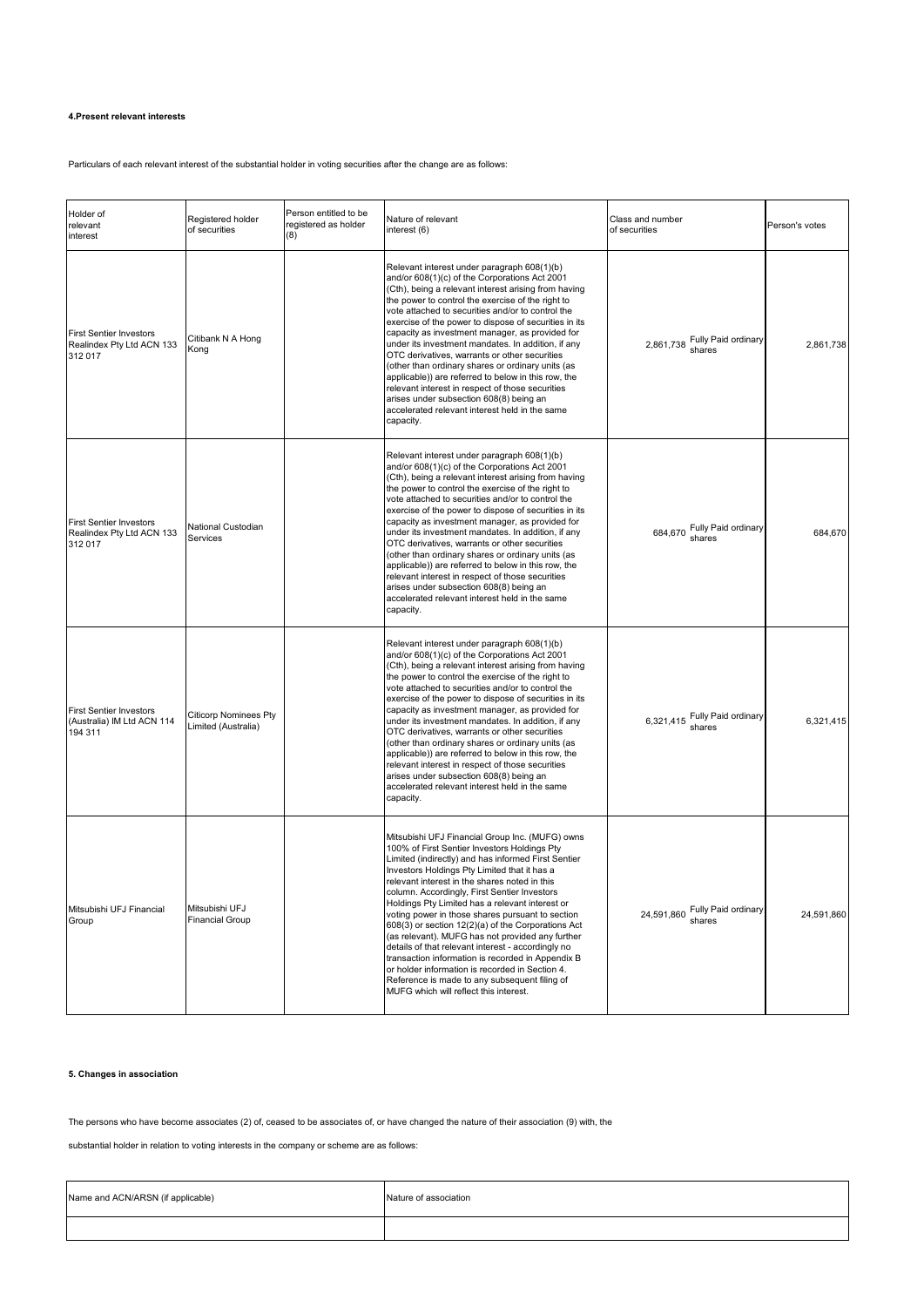#### 4.Present relevant interests

Particulars of each relevant interest of the substantial holder in voting securities after the change are as follows:

| Holder of relevant interest | Registered holder of securities | Person entitled to be registered as holder (8) | Nature of relevant interest (6) | Class and number of securities | Person's votes |
|---|---|---|---|---|---|
| First Sentier Investors Realindex Pty Ltd ACN 133 312 017 | Citibank N A Hong Kong | | Relevant interest under paragraph 608(1)(b) and/or 608(1)(c) of the Corporations Act 2001 (Cth), being a relevant interest arising from having the power to control the exercise of the right to vote attached to securities and/or to control the exercise of the power to dispose of securities in its capacity as investment manager, as provided for under its investment mandates. In addition, if any OTC derivatives, warrants or other securities (other than ordinary shares or ordinary units (as applicable)) are referred to below in this row, the relevant interest in respect of those securities arises under subsection 608(8) being an accelerated relevant interest held in the same capacity. | 2,861,738 Fully Paid ordinary shares | 2,861,738 |
| First Sentier Investors Realindex Pty Ltd ACN 133 312 017 | National Custodian Services | | Relevant interest under paragraph 608(1)(b) and/or 608(1)(c) of the Corporations Act 2001 (Cth), being a relevant interest arising from having the power to control the exercise of the right to vote attached to securities and/or to control the exercise of the power to dispose of securities in its capacity as investment manager, as provided for under its investment mandates. In addition, if any OTC derivatives, warrants or other securities (other than ordinary shares or ordinary units (as applicable)) are referred to below in this row, the relevant interest in respect of those securities arises under subsection 608(8) being an accelerated relevant interest held in the same capacity. | 684,670 Fully Paid ordinary shares | 684,670 |
| First Sentier Investors (Australia) IM Ltd ACN 114 194 311 | Citicorp Nominees Pty Limited (Australia) | | Relevant interest under paragraph 608(1)(b) and/or 608(1)(c) of the Corporations Act 2001 (Cth), being a relevant interest arising from having the power to control the exercise of the right to vote attached to securities and/or to control the exercise of the power to dispose of securities in its capacity as investment manager, as provided for under its investment mandates. In addition, if any OTC derivatives, warrants or other securities (other than ordinary shares or ordinary units (as applicable)) are referred to below in this row, the relevant interest in respect of those securities arises under subsection 608(8) being an accelerated relevant interest held in the same capacity. | 6,321,415 Fully Paid ordinary shares | 6,321,415 |
| Mitsubishi UFJ Financial Group | Mitsubishi UFJ Financial Group | | Mitsubishi UFJ Financial Group Inc. (MUFG) owns 100% of First Sentier Investors Holdings Pty Limited (indirectly) and has informed First Sentier Investors Holdings Pty Limited that it has a relevant interest in the shares noted in this column. Accordingly, First Sentier Investors Holdings Pty Limited has a relevant interest or voting power in those shares pursuant to section 608(3) or section 12(2)(a) of the Corporations Act (as relevant). MUFG has not provided any further details of that relevant interest - accordingly no transaction information is recorded in Appendix B or holder information is recorded in Section 4. Reference is made to any subsequent filing of MUFG which will reflect this interest. | 24,591,860 Fully Paid ordinary shares | 24,591,860 |

#### 5. Changes in association

The persons who have become associates (2) of, ceased to be associates of, or have changed the nature of their association (9) with, the

substantial holder in relation to voting interests in the company or scheme are as follows:

| Name and ACN/ARSN (if applicable) | Nature of association |
|---|---|
| | |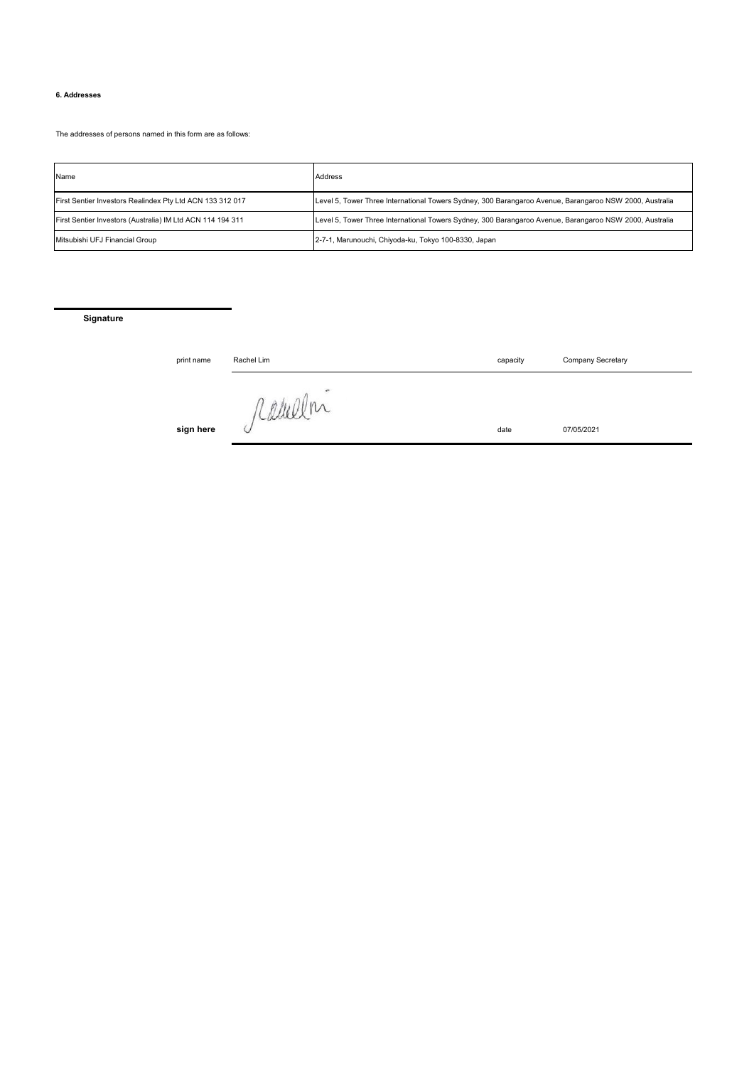**6. Addresses**

The addresses of persons named in this form are as follows:

| Name | Address |
| --- | --- |
| First Sentier Investors Realindex Pty Ltd ACN 133 312 017 | Level 5, Tower Three International Towers Sydney, 300 Barangaroo Avenue, Barangaroo NSW 2000, Australia |
| First Sentier Investors (Australia) IM Ltd ACN 114 194 311 | Level 5, Tower Three International Towers Sydney, 300 Barangaroo Avenue, Barangaroo NSW 2000, Australia |
| Mitsubishi UFJ Financial Group | 2-7-1, Marunouchi, Chiyoda-ku, Tokyo 100-8330, Japan |

**Signature**

| | | | |
| --- | --- | --- | --- |
| print name | Rachel Lim | capacity | Company Secretary |
| **sign here** | | date | 07/05/2021 |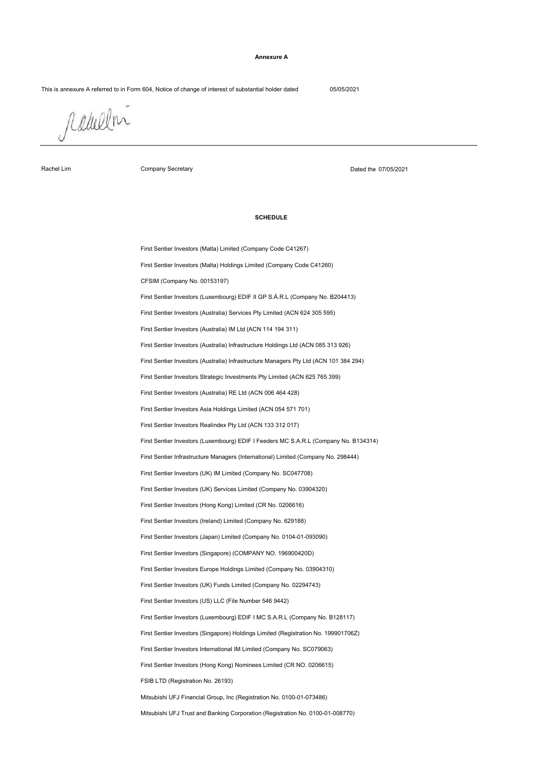**Annexure A**

This is annexure A referred to in Form 604, Notice of change of interest of substantial holder dated 05/05/2021

Rachel Lim Company Secretary Dated the 07/05/2021

**SCHEDULE**

First Sentier Investors (Malta) Limited (Company Code C41267)

First Sentier Investors (Malta) Holdings Limited (Company Code C41260)

CFSIM (Company No. 00153197)

First Sentier Investors (Luxembourg) EDIF II GP S.Á.R.L (Company No. B204413)

First Sentier Investors (Australia) Services Pty Limited (ACN 624 305 595)

First Sentier Investors (Australia) IM Ltd (ACN 114 194 311)

First Sentier Investors (Australia) Infrastructure Holdings Ltd (ACN 085 313 926)

First Sentier Investors (Australia) Infrastructure Managers Pty Ltd (ACN 101 384 294)

First Sentier Investors Strategic Investments Pty Limited (ACN 625 765 399)

First Sentier Investors (Australia) RE Ltd (ACN 006 464 428)

First Sentier Investors Asia Holdings Limited (ACN 054 571 701)

First Sentier Investors Realindex Pty Ltd (ACN 133 312 017)

First Sentier Investors (Luxembourg) EDIF I Feeders MC S.A.R.L (Company No. B134314)

First Sentier Infrastructure Managers (International) Limited (Company No. 298444)

First Sentier Investors (UK) IM Limited (Company No. SC047708)

First Sentier Investors (UK) Services Limited (Company No. 03904320)

First Sentier Investors (Hong Kong) Limited (CR No. 0206616)

First Sentier Investors (Ireland) Limited (Company No. 629188)

First Sentier Investors (Japan) Limited (Company No. 0104-01-093090)

First Sentier Investors (Singapore) (COMPANY NO. 196900420D)

First Sentier Investors Europe Holdings Limited (Company No. 03904310)

First Sentier Investors (UK) Funds Limited (Company No. 02294743)

First Sentier Investors (US) LLC (File Number 546 9442)

First Sentier Investors (Luxembourg) EDIF I MC S.A.R.L (Company No. B128117)

First Sentier Investors (Singapore) Holdings Limited (Registration No. 199901706Z)

First Sentier Investors International IM Limited (Company No. SC079063)

First Sentier Investors (Hong Kong) Nominees Limited (CR NO. 0206615)

FSIB LTD (Registration No. 26193)

Mitsubishi UFJ Financial Group, Inc (Registration No. 0100-01-073486)

Mitsubishi UFJ Trust and Banking Corporation (Registration No. 0100-01-008770)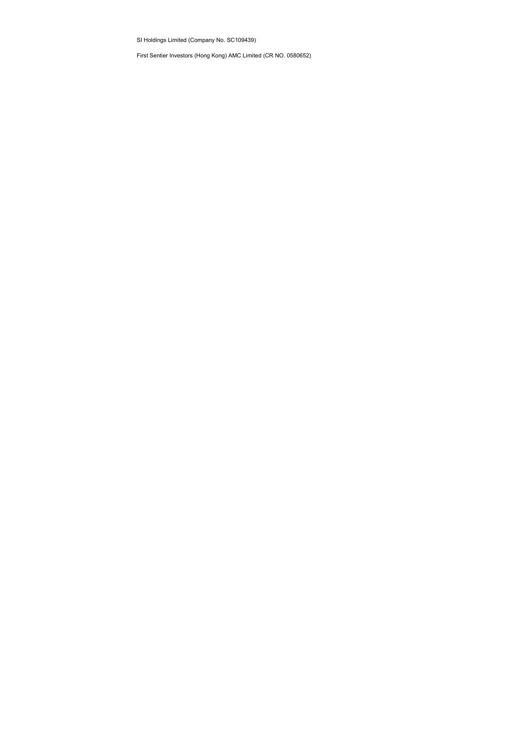SI Holdings Limited (Company No. SC109439)

First Sentier Investors (Hong Kong) AMC Limited (CR NO. 0580652)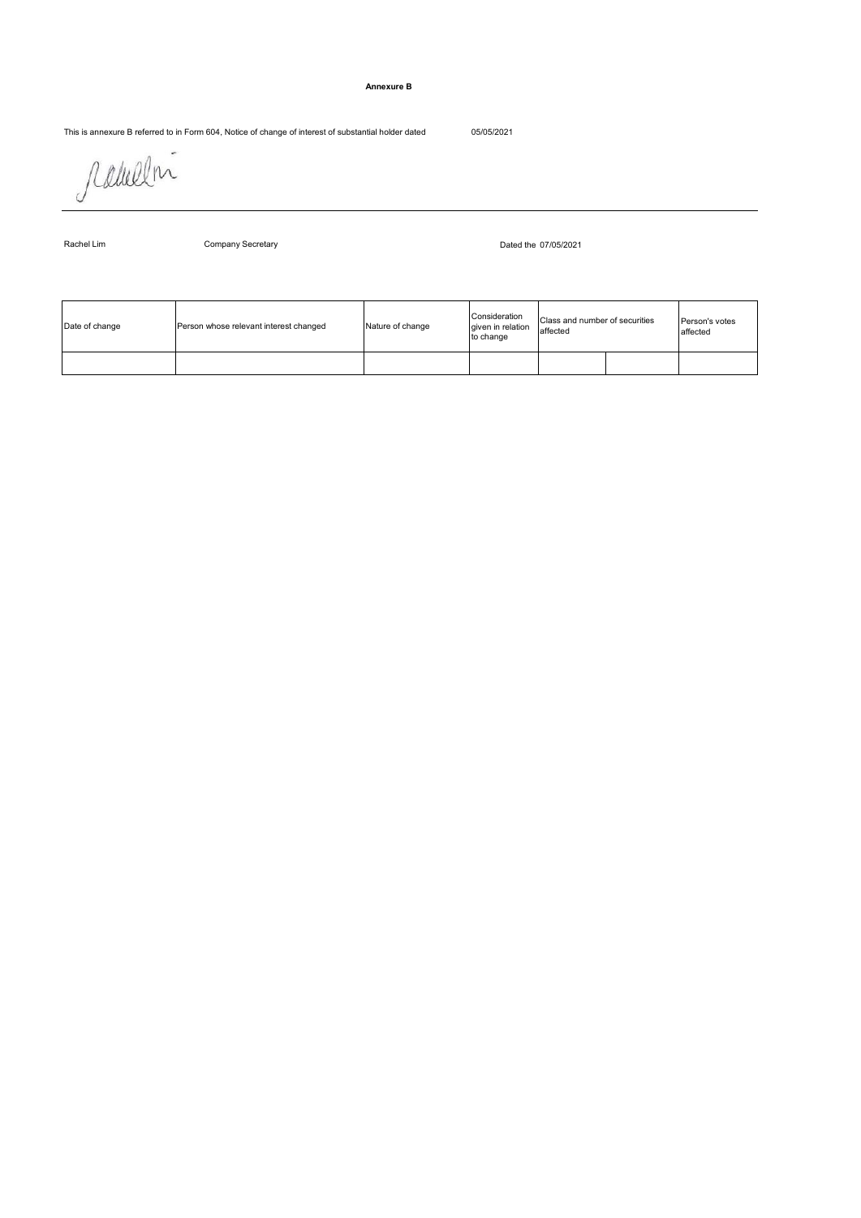**Annexure B**

This is annexure B referred to in Form 604, Notice of change of interest of substantial holder dated 05/05/2021

Rachel Lim Company Secretary Dated the 07/05/2021

| Date of change | Person whose relevant interest changed | Nature of change | Consideration given in relation to change | Class and number of securities affected | | Person's votes affected |
|---|---|---|---|---|---|---|
| | | | | | | |